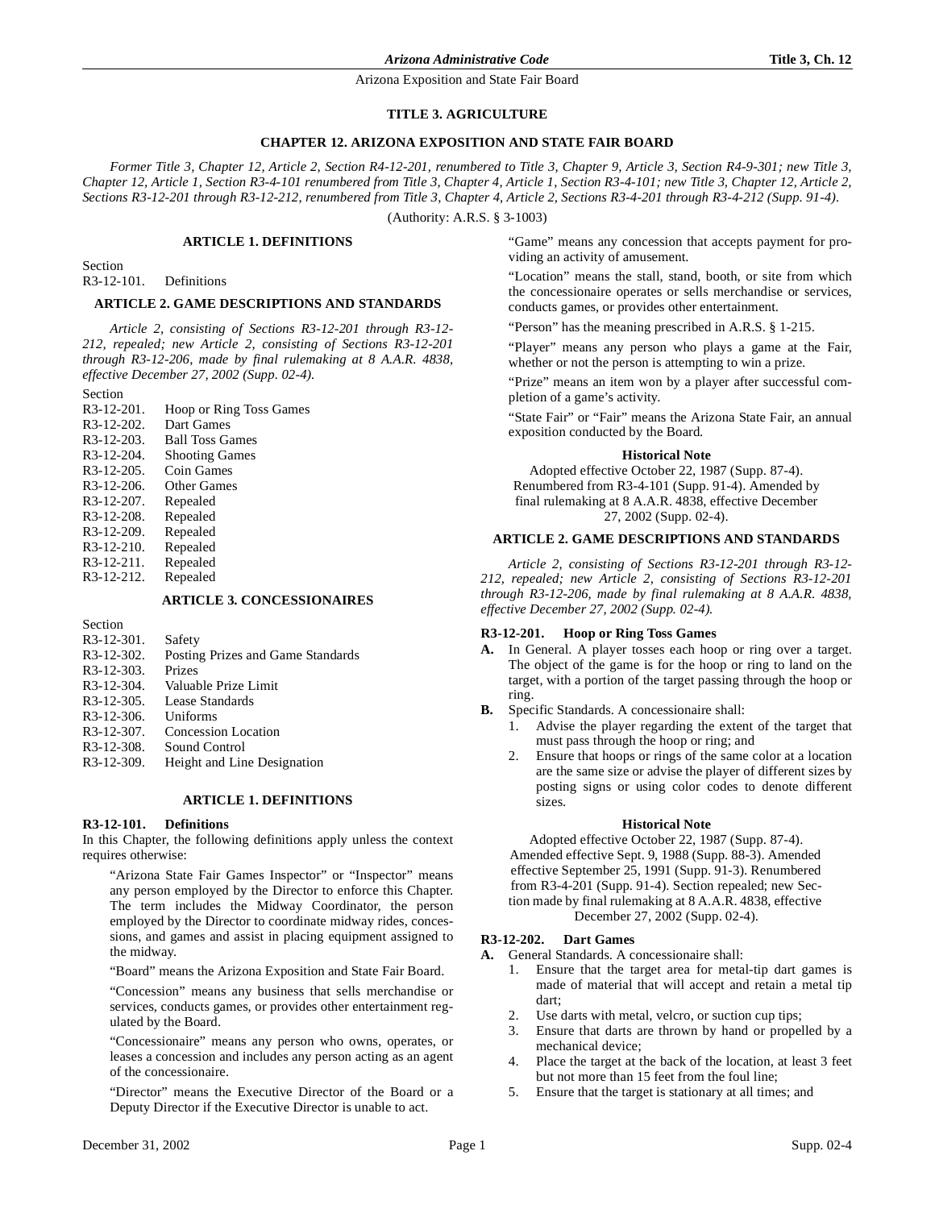# TITLE 3. AGRICULTURE

## CHAPTER 12. ARIZONA EXPOSITION AND STATE FAIR BOARD

*Former Title 3, Chapter 12, Article 2, Section R4-12-201, renumbered to Title 3, Chapter 9, Article 3, Section R4-9-301; new Title 3, Chapter 12, Article 1, Section R3-4-101 renumbered from Title 3, Chapter 4, Article 1, Section R3-4-101; new Title 3, Chapter 12, Article 2, Sections R3-12-201 through R3-12-212, renumbered from Title 3, Chapter 4, Article 2, Sections R3-4-201 through R3-4-212 (Supp. 91-4).*

(Authority: A.R.S. § 3-1003)

### ARTICLE 1. DEFINITIONS

Section
R3-12-101. Definitions

### ARTICLE 2. GAME DESCRIPTIONS AND STANDARDS

*Article 2, consisting of Sections R3-12-201 through R3-12-212, repealed; new Article 2, consisting of Sections R3-12-201 through R3-12-206, made by final rulemaking at 8 A.A.R. 4838, effective December 27, 2002 (Supp. 02-4).*

Section
R3-12-201. Hoop or Ring Toss Games
R3-12-202. Dart Games
R3-12-203. Ball Toss Games
R3-12-204. Shooting Games
R3-12-205. Coin Games
R3-12-206. Other Games
R3-12-207. Repealed
R3-12-208. Repealed
R3-12-209. Repealed
R3-12-210. Repealed
R3-12-211. Repealed
R3-12-212. Repealed

### ARTICLE 3. CONCESSIONAIRES

Section
R3-12-301. Safety
R3-12-302. Posting Prizes and Game Standards
R3-12-303. Prizes
R3-12-304. Valuable Prize Limit
R3-12-305. Lease Standards
R3-12-306. Uniforms
R3-12-307. Concession Location
R3-12-308. Sound Control
R3-12-309. Height and Line Designation

### ARTICLE 1. DEFINITIONS

#### R3-12-101. Definitions

In this Chapter, the following definitions apply unless the context requires otherwise:

"Arizona State Fair Games Inspector" or "Inspector" means any person employed by the Director to enforce this Chapter. The term includes the Midway Coordinator, the person employed by the Director to coordinate midway rides, concessions, and games and assist in placing equipment assigned to the midway.

"Board" means the Arizona Exposition and State Fair Board.

"Concession" means any business that sells merchandise or services, conducts games, or provides other entertainment regulated by the Board.

"Concessionaire" means any person who owns, operates, or leases a concession and includes any person acting as an agent of the concessionaire.

"Director" means the Executive Director of the Board or a Deputy Director if the Executive Director is unable to act.

"Game" means any concession that accepts payment for providing an activity of amusement.

"Location" means the stall, stand, booth, or site from which the concessionaire operates or sells merchandise or services, conducts games, or provides other entertainment.

"Person" has the meaning prescribed in A.R.S. § 1-215.

"Player" means any person who plays a game at the Fair, whether or not the person is attempting to win a prize.

"Prize" means an item won by a player after successful completion of a game's activity.

"State Fair" or "Fair" means the Arizona State Fair, an annual exposition conducted by the Board.

**Historical Note**

Adopted effective October 22, 1987 (Supp. 87-4). Renumbered from R3-4-101 (Supp. 91-4). Amended by final rulemaking at 8 A.A.R. 4838, effective December 27, 2002 (Supp. 02-4).

### ARTICLE 2. GAME DESCRIPTIONS AND STANDARDS

*Article 2, consisting of Sections R3-12-201 through R3-12-212, repealed; new Article 2, consisting of Sections R3-12-201 through R3-12-206, made by final rulemaking at 8 A.A.R. 4838, effective December 27, 2002 (Supp. 02-4).*

#### R3-12-201. Hoop or Ring Toss Games

**A.** In General. A player tosses each hoop or ring over a target. The object of the game is for the hoop or ring to land on the target, with a portion of the target passing through the hoop or ring.

**B.** Specific Standards. A concessionaire shall:

1. Advise the player regarding the extent of the target that must pass through the hoop or ring; and
2. Ensure that hoops or rings of the same color at a location are the same size or advise the player of different sizes by posting signs or using color codes to denote different sizes.

**Historical Note**

Adopted effective October 22, 1987 (Supp. 87-4). Amended effective Sept. 9, 1988 (Supp. 88-3). Amended effective September 25, 1991 (Supp. 91-3). Renumbered from R3-4-201 (Supp. 91-4). Section repealed; new Section made by final rulemaking at 8 A.A.R. 4838, effective December 27, 2002 (Supp. 02-4).

#### R3-12-202. Dart Games

**A.** General Standards. A concessionaire shall:

1. Ensure that the target area for metal-tip dart games is made of material that will accept and retain a metal tip dart;
2. Use darts with metal, velcro, or suction cup tips;
3. Ensure that darts are thrown by hand or propelled by a mechanical device;
4. Place the target at the back of the location, at least 3 feet but not more than 15 feet from the foul line;
5. Ensure that the target is stationary at all times; and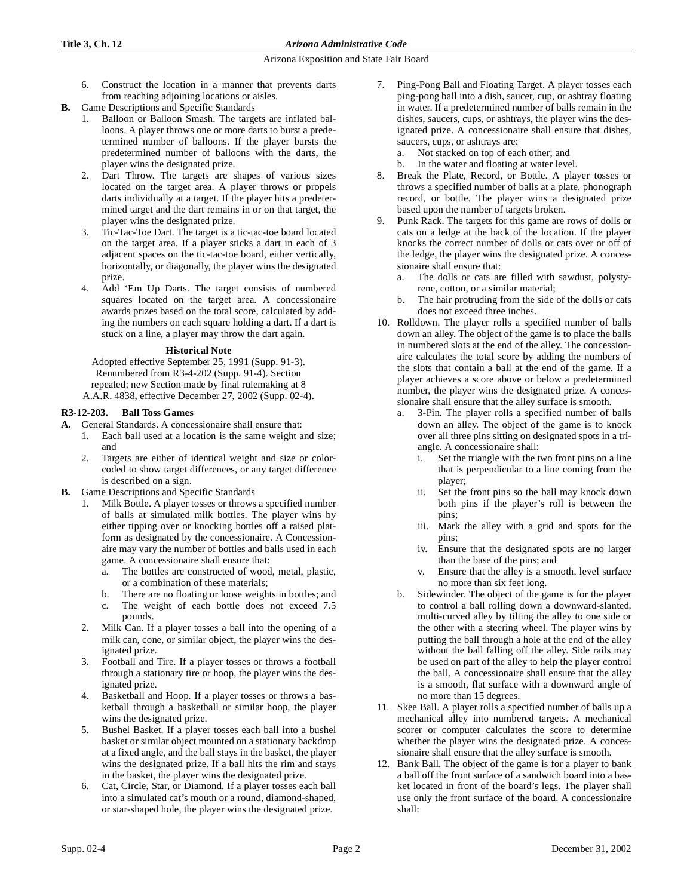6. Construct the location in a manner that prevents darts from reaching adjoining locations or aisles.

**B.** Game Descriptions and Specific Standards

1. Balloon or Balloon Smash. The targets are inflated balloons. A player throws one or more darts to burst a predetermined number of balloons. If the player bursts the predetermined number of balloons with the darts, the player wins the designated prize.
2. Dart Throw. The targets are shapes of various sizes located on the target area. A player throws or propels darts individually at a target. If the player hits a predetermined target and the dart remains in or on that target, the player wins the designated prize.
3. Tic-Tac-Toe Dart. The target is a tic-tac-toe board located on the target area. If a player sticks a dart in each of 3 adjacent spaces on the tic-tac-toe board, either vertically, horizontally, or diagonally, the player wins the designated prize.
4. Add 'Em Up Darts. The target consists of numbered squares located on the target area. A concessionaire awards prizes based on the total score, calculated by adding the numbers on each square holding a dart. If a dart is stuck on a line, a player may throw the dart again.

**Historical Note**

Adopted effective September 25, 1991 (Supp. 91-3). Renumbered from R3-4-202 (Supp. 91-4). Section repealed; new Section made by final rulemaking at 8 A.A.R. 4838, effective December 27, 2002 (Supp. 02-4).

### R3-12-203. Ball Toss Games

**A.** General Standards. A concessionaire shall ensure that:

1. Each ball used at a location is the same weight and size; and
2. Targets are either of identical weight and size or color-coded to show target differences, or any target difference is described on a sign.

**B.** Game Descriptions and Specific Standards

1. Milk Bottle. A player tosses or throws a specified number of balls at simulated milk bottles. The player wins by either tipping over or knocking bottles off a raised platform as designated by the concessionaire. A Concessionaire may vary the number of bottles and balls used in each game. A concessionaire shall ensure that:
   a. The bottles are constructed of wood, metal, plastic, or a combination of these materials;
   b. There are no floating or loose weights in bottles; and
   c. The weight of each bottle does not exceed 7.5 pounds.
2. Milk Can. If a player tosses a ball into the opening of a milk can, cone, or similar object, the player wins the designated prize.
3. Football and Tire. If a player tosses or throws a football through a stationary tire or hoop, the player wins the designated prize.
4. Basketball and Hoop. If a player tosses or throws a basketball through a basketball or similar hoop, the player wins the designated prize.
5. Bushel Basket. If a player tosses each ball into a bushel basket or similar object mounted on a stationary backdrop at a fixed angle, and the ball stays in the basket, the player wins the designated prize. If a ball hits the rim and stays in the basket, the player wins the designated prize.
6. Cat, Circle, Star, or Diamond. If a player tosses each ball into a simulated cat's mouth or a round, diamond-shaped, or star-shaped hole, the player wins the designated prize.
7. Ping-Pong Ball and Floating Target. A player tosses each ping-pong ball into a dish, saucer, cup, or ashtray floating in water. If a predetermined number of balls remain in the dishes, saucers, cups, or ashtrays, the player wins the designated prize. A concessionaire shall ensure that dishes, saucers, cups, or ashtrays are:
   a. Not stacked on top of each other; and
   b. In the water and floating at water level.
8. Break the Plate, Record, or Bottle. A player tosses or throws a specified number of balls at a plate, phonograph record, or bottle. The player wins a designated prize based upon the number of targets broken.
9. Punk Rack. The targets for this game are rows of dolls or cats on a ledge at the back of the location. If the player knocks the correct number of dolls or cats over or off of the ledge, the player wins the designated prize. A concessionaire shall ensure that:
   a. The dolls or cats are filled with sawdust, polystyrene, cotton, or a similar material;
   b. The hair protruding from the side of the dolls or cats does not exceed three inches.
10. Rolldown. The player rolls a specified number of balls down an alley. The object of the game is to place the balls in numbered slots at the end of the alley. The concessionaire calculates the total score by adding the numbers of the slots that contain a ball at the end of the game. If a player achieves a score above or below a predetermined number, the player wins the designated prize. A concessionaire shall ensure that the alley surface is smooth.
    a. 3-Pin. The player rolls a specified number of balls down an alley. The object of the game is to knock over all three pins sitting on designated spots in a triangle. A concessionaire shall:
       i. Set the triangle with the two front pins on a line that is perpendicular to a line coming from the player;
       ii. Set the front pins so the ball may knock down both pins if the player's roll is between the pins;
       iii. Mark the alley with a grid and spots for the pins;
       iv. Ensure that the designated spots are no larger than the base of the pins; and
       v. Ensure that the alley is a smooth, level surface no more than six feet long.
    b. Sidewinder. The object of the game is for the player to control a ball rolling down a downward-slanted, multi-curved alley by tilting the alley to one side or the other with a steering wheel. The player wins by putting the ball through a hole at the end of the alley without the ball falling off the alley. Side rails may be used on part of the alley to help the player control the ball. A concessionaire shall ensure that the alley is a smooth, flat surface with a downward angle of no more than 15 degrees.
11. Skee Ball. A player rolls a specified number of balls up a mechanical alley into numbered targets. A mechanical scorer or computer calculates the score to determine whether the player wins the designated prize. A concessionaire shall ensure that the alley surface is smooth.
12. Bank Ball. The object of the game is for a player to bank a ball off the front surface of a sandwich board into a basket located in front of the board's legs. The player shall use only the front surface of the board. A concessionaire shall: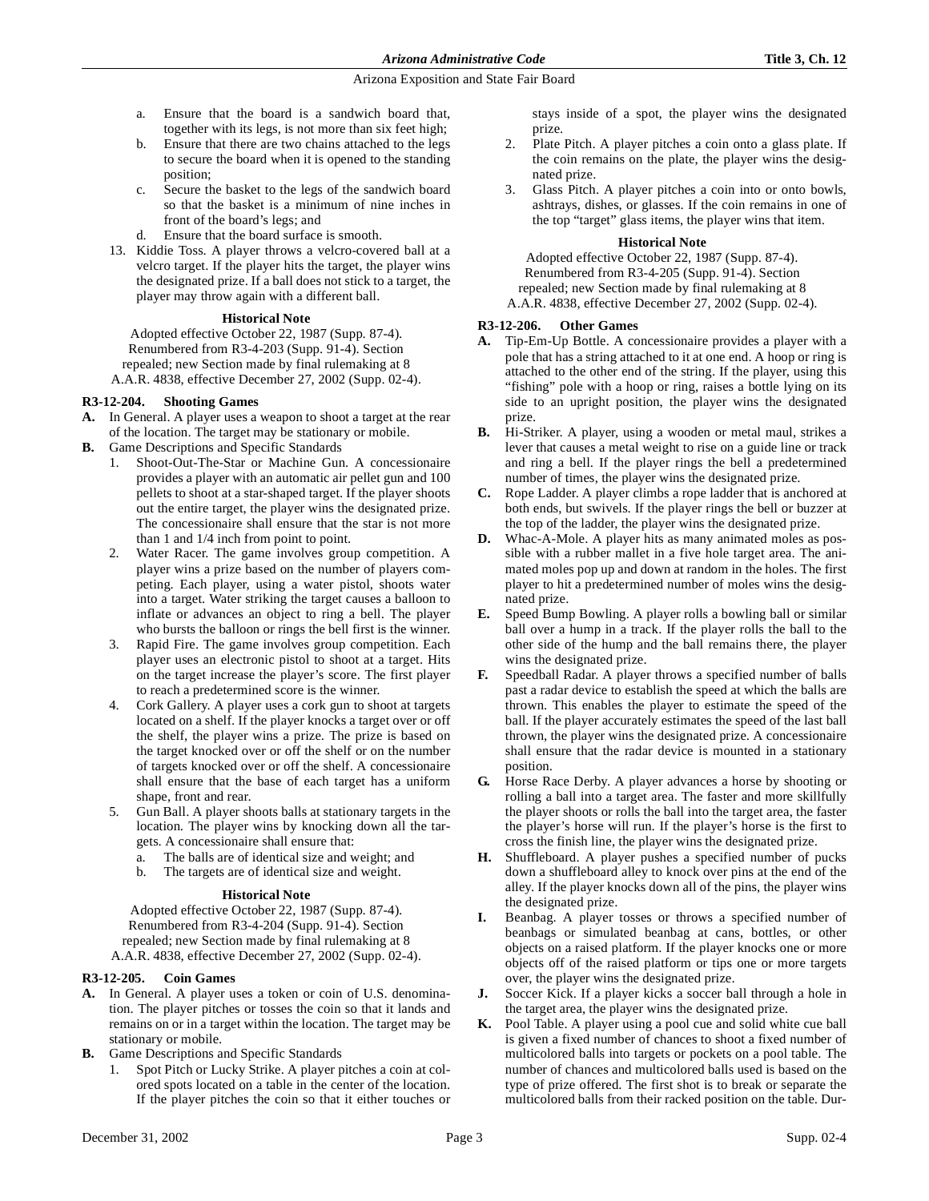a. Ensure that the board is a sandwich board that, together with its legs, is not more than six feet high;
b. Ensure that there are two chains attached to the legs to secure the board when it is opened to the standing position;
c. Secure the basket to the legs of the sandwich board so that the basket is a minimum of nine inches in front of the board's legs; and
d. Ensure that the board surface is smooth.

13. Kiddie Toss. A player throws a velcro-covered ball at a velcro target. If the player hits the target, the player wins the designated prize. If a ball does not stick to a target, the player may throw again with a different ball.

**Historical Note**

Adopted effective October 22, 1987 (Supp. 87-4). Renumbered from R3-4-203 (Supp. 91-4). Section repealed; new Section made by final rulemaking at 8 A.A.R. 4838, effective December 27, 2002 (Supp. 02-4).

### R3-12-204. Shooting Games

**A.** In General. A player uses a weapon to shoot a target at the rear of the location. The target may be stationary or mobile.

**B.** Game Descriptions and Specific Standards

1. Shoot-Out-The-Star or Machine Gun. A concessionaire provides a player with an automatic air pellet gun and 100 pellets to shoot at a star-shaped target. If the player shoots out the entire target, the player wins the designated prize. The concessionaire shall ensure that the star is not more than 1 and 1/4 inch from point to point.
2. Water Racer. The game involves group competition. A player wins a prize based on the number of players competing. Each player, using a water pistol, shoots water into a target. Water striking the target causes a balloon to inflate or advances an object to ring a bell. The player who bursts the balloon or rings the bell first is the winner.
3. Rapid Fire. The game involves group competition. Each player uses an electronic pistol to shoot at a target. Hits on the target increase the player's score. The first player to reach a predetermined score is the winner.
4. Cork Gallery. A player uses a cork gun to shoot at targets located on a shelf. If the player knocks a target over or off the shelf, the player wins a prize. The prize is based on the target knocked over or off the shelf or on the number of targets knocked over or off the shelf. A concessionaire shall ensure that the base of each target has a uniform shape, front and rear.
5. Gun Ball. A player shoots balls at stationary targets in the location. The player wins by knocking down all the targets. A concessionaire shall ensure that:
   a. The balls are of identical size and weight; and
   b. The targets are of identical size and weight.

**Historical Note**

Adopted effective October 22, 1987 (Supp. 87-4). Renumbered from R3-4-204 (Supp. 91-4). Section repealed; new Section made by final rulemaking at 8 A.A.R. 4838, effective December 27, 2002 (Supp. 02-4).

### R3-12-205. Coin Games

**A.** In General. A player uses a token or coin of U.S. denomination. The player pitches or tosses the coin so that it lands and remains on or in a target within the location. The target may be stationary or mobile.

**B.** Game Descriptions and Specific Standards

1. Spot Pitch or Lucky Strike. A player pitches a coin at colored spots located on a table in the center of the location. If the player pitches the coin so that it either touches or stays inside of a spot, the player wins the designated prize.
2. Plate Pitch. A player pitches a coin onto a glass plate. If the coin remains on the plate, the player wins the designated prize.
3. Glass Pitch. A player pitches a coin into or onto bowls, ashtrays, dishes, or glasses. If the coin remains in one of the top "target" glass items, the player wins that item.

**Historical Note**

Adopted effective October 22, 1987 (Supp. 87-4). Renumbered from R3-4-205 (Supp. 91-4). Section repealed; new Section made by final rulemaking at 8 A.A.R. 4838, effective December 27, 2002 (Supp. 02-4).

### R3-12-206. Other Games

**A.** Tip-Em-Up Bottle. A concessionaire provides a player with a pole that has a string attached to it at one end. A hoop or ring is attached to the other end of the string. If the player, using this "fishing" pole with a hoop or ring, raises a bottle lying on its side to an upright position, the player wins the designated prize.

**B.** Hi-Striker. A player, using a wooden or metal maul, strikes a lever that causes a metal weight to rise on a guide line or track and ring a bell. If the player rings the bell a predetermined number of times, the player wins the designated prize.

**C.** Rope Ladder. A player climbs a rope ladder that is anchored at both ends, but swivels. If the player rings the bell or buzzer at the top of the ladder, the player wins the designated prize.

**D.** Whac-A-Mole. A player hits as many animated moles as possible with a rubber mallet in a five hole target area. The animated moles pop up and down at random in the holes. The first player to hit a predetermined number of moles wins the designated prize.

**E.** Speed Bump Bowling. A player rolls a bowling ball or similar ball over a hump in a track. If the player rolls the ball to the other side of the hump and the ball remains there, the player wins the designated prize.

**F.** Speedball Radar. A player throws a specified number of balls past a radar device to establish the speed at which the balls are thrown. This enables the player to estimate the speed of the ball. If the player accurately estimates the speed of the last ball thrown, the player wins the designated prize. A concessionaire shall ensure that the radar device is mounted in a stationary position.

**G.** Horse Race Derby. A player advances a horse by shooting or rolling a ball into a target area. The faster and more skillfully the player shoots or rolls the ball into the target area, the faster the player's horse will run. If the player's horse is the first to cross the finish line, the player wins the designated prize.

**H.** Shuffleboard. A player pushes a specified number of pucks down a shuffleboard alley to knock over pins at the end of the alley. If the player knocks down all of the pins, the player wins the designated prize.

**I.** Beanbag. A player tosses or throws a specified number of beanbags or simulated beanbag at cans, bottles, or other objects on a raised platform. If the player knocks one or more objects off of the raised platform or tips one or more targets over, the player wins the designated prize.

**J.** Soccer Kick. If a player kicks a soccer ball through a hole in the target area, the player wins the designated prize.

**K.** Pool Table. A player using a pool cue and solid white cue ball is given a fixed number of chances to shoot a fixed number of multicolored balls into targets or pockets on a pool table. The number of chances and multicolored balls used is based on the type of prize offered. The first shot is to break or separate the multicolored balls from their racked position on the table. Dur-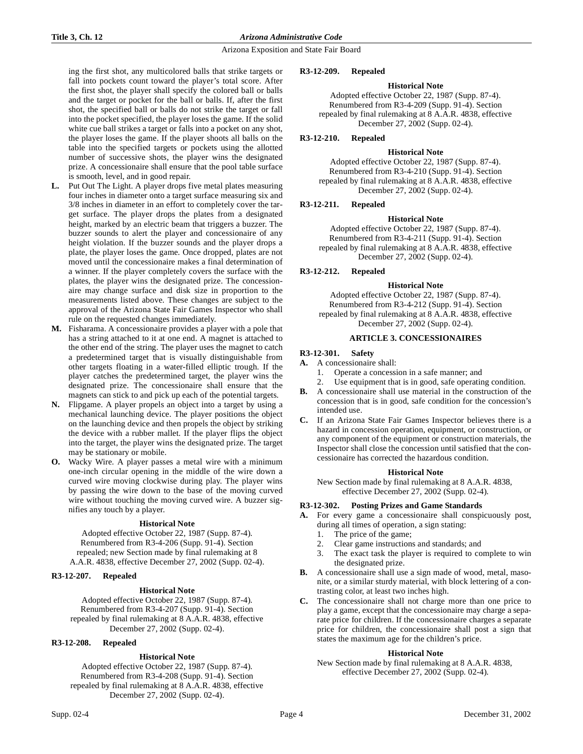ing the first shot, any multicolored balls that strike targets or fall into pockets count toward the player's total score. After the first shot, the player shall specify the colored ball or balls and the target or pocket for the ball or balls. If, after the first shot, the specified ball or balls do not strike the target or fall into the pocket specified, the player loses the game. If the solid white cue ball strikes a target or falls into a pocket on any shot, the player loses the game. If the player shoots all balls on the table into the specified targets or pockets using the allotted number of successive shots, the player wins the designated prize. A concessionaire shall ensure that the pool table surface is smooth, level, and in good repair.

**L.** Put Out The Light. A player drops five metal plates measuring four inches in diameter onto a target surface measuring six and 3/8 inches in diameter in an effort to completely cover the target surface. The player drops the plates from a designated height, marked by an electric beam that triggers a buzzer. The buzzer sounds to alert the player and concessionaire of any height violation. If the buzzer sounds and the player drops a plate, the player loses the game. Once dropped, plates are not moved until the concessionaire makes a final determination of a winner. If the player completely covers the surface with the plates, the player wins the designated prize. The concessionaire may change surface and disk size in proportion to the measurements listed above. These changes are subject to the approval of the Arizona State Fair Games Inspector who shall rule on the requested changes immediately.

**M.** Fisharama. A concessionaire provides a player with a pole that has a string attached to it at one end. A magnet is attached to the other end of the string. The player uses the magnet to catch a predetermined target that is visually distinguishable from other targets floating in a water-filled elliptic trough. If the player catches the predetermined target, the player wins the designated prize. The concessionaire shall ensure that the magnets can stick to and pick up each of the potential targets.

**N.** Flipgame. A player propels an object into a target by using a mechanical launching device. The player positions the object on the launching device and then propels the object by striking the device with a rubber mallet. If the player flips the object into the target, the player wins the designated prize. The target may be stationary or mobile.

**O.** Wacky Wire. A player passes a metal wire with a minimum one-inch circular opening in the middle of the wire down a curved wire moving clockwise during play. The player wins by passing the wire down to the base of the moving curved wire without touching the moving curved wire. A buzzer signifies any touch by a player.

**Historical Note**

Adopted effective October 22, 1987 (Supp. 87-4). Renumbered from R3-4-206 (Supp. 91-4). Section repealed; new Section made by final rulemaking at 8 A.A.R. 4838, effective December 27, 2002 (Supp. 02-4).

### R3-12-207. Repealed

**Historical Note**

Adopted effective October 22, 1987 (Supp. 87-4). Renumbered from R3-4-207 (Supp. 91-4). Section repealed by final rulemaking at 8 A.A.R. 4838, effective December 27, 2002 (Supp. 02-4).

### R3-12-208. Repealed

**Historical Note**

Adopted effective October 22, 1987 (Supp. 87-4). Renumbered from R3-4-208 (Supp. 91-4). Section repealed by final rulemaking at 8 A.A.R. 4838, effective December 27, 2002 (Supp. 02-4).

### R3-12-209. Repealed

**Historical Note**

Adopted effective October 22, 1987 (Supp. 87-4). Renumbered from R3-4-209 (Supp. 91-4). Section repealed by final rulemaking at 8 A.A.R. 4838, effective December 27, 2002 (Supp. 02-4).

### R3-12-210. Repealed

**Historical Note**

Adopted effective October 22, 1987 (Supp. 87-4). Renumbered from R3-4-210 (Supp. 91-4). Section repealed by final rulemaking at 8 A.A.R. 4838, effective December 27, 2002 (Supp. 02-4).

### R3-12-211. Repealed

**Historical Note**

Adopted effective October 22, 1987 (Supp. 87-4). Renumbered from R3-4-211 (Supp. 91-4). Section repealed by final rulemaking at 8 A.A.R. 4838, effective December 27, 2002 (Supp. 02-4).

### R3-12-212. Repealed

**Historical Note**

Adopted effective October 22, 1987 (Supp. 87-4). Renumbered from R3-4-212 (Supp. 91-4). Section repealed by final rulemaking at 8 A.A.R. 4838, effective December 27, 2002 (Supp. 02-4).

## ARTICLE 3. CONCESSIONAIRES

### R3-12-301. Safety

**A.** A concessionaire shall:
1. Operate a concession in a safe manner; and
2. Use equipment that is in good, safe operating condition.

**B.** A concessionaire shall use material in the construction of the concession that is in good, safe condition for the concession's intended use.

**C.** If an Arizona State Fair Games Inspector believes there is a hazard in concession operation, equipment, or construction, or any component of the equipment or construction materials, the Inspector shall close the concession until satisfied that the concessionaire has corrected the hazardous condition.

**Historical Note**

New Section made by final rulemaking at 8 A.A.R. 4838, effective December 27, 2002 (Supp. 02-4).

### R3-12-302. Posting Prizes and Game Standards

**A.** For every game a concessionaire shall conspicuously post, during all times of operation, a sign stating:
1. The price of the game;
2. Clear game instructions and standards; and
3. The exact task the player is required to complete to win the designated prize.

**B.** A concessionaire shall use a sign made of wood, metal, masonite, or a similar sturdy material, with block lettering of a contrasting color, at least two inches high.

**C.** The concessionaire shall not charge more than one price to play a game, except that the concessionaire may charge a separate price for children. If the concessionaire charges a separate price for children, the concessionaire shall post a sign that states the maximum age for the children's price.

**Historical Note**

New Section made by final rulemaking at 8 A.A.R. 4838, effective December 27, 2002 (Supp. 02-4).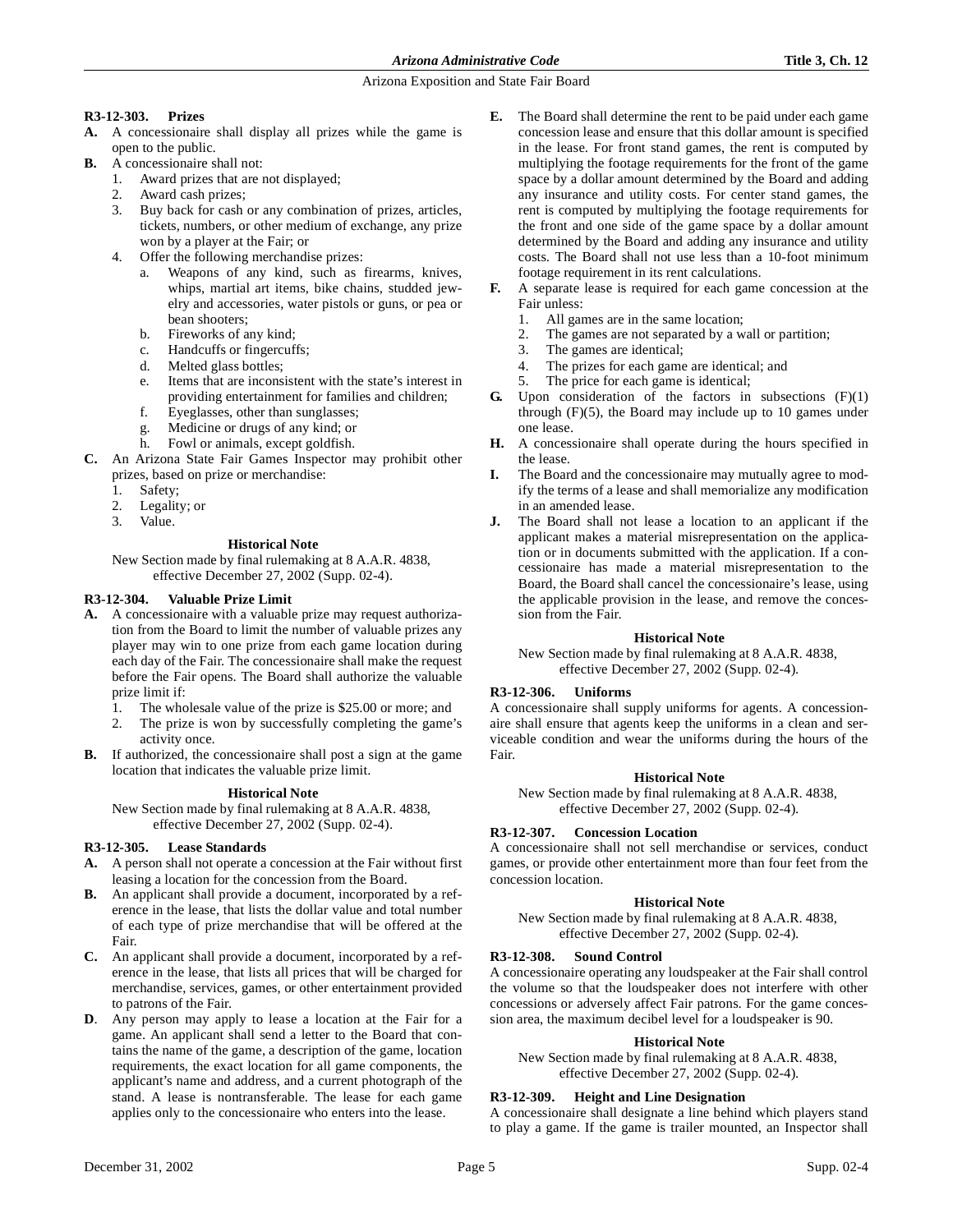#### R3-12-303. Prizes

**A.** A concessionaire shall display all prizes while the game is open to the public.

**B.** A concessionaire shall not:

1. Award prizes that are not displayed;
2. Award cash prizes;
3. Buy back for cash or any combination of prizes, articles, tickets, numbers, or other medium of exchange, any prize won by a player at the Fair; or
4. Offer the following merchandise prizes:
   a. Weapons of any kind, such as firearms, knives, whips, martial art items, bike chains, studded jewelry and accessories, water pistols or guns, or pea or bean shooters;
   b. Fireworks of any kind;
   c. Handcuffs or fingercuffs;
   d. Melted glass bottles;
   e. Items that are inconsistent with the state's interest in providing entertainment for families and children;
   f. Eyeglasses, other than sunglasses;
   g. Medicine or drugs of any kind; or
   h. Fowl or animals, except goldfish.

**C.** An Arizona State Fair Games Inspector may prohibit other prizes, based on prize or merchandise:

1. Safety;
2. Legality; or
3. Value.

**Historical Note**

New Section made by final rulemaking at 8 A.A.R. 4838, effective December 27, 2002 (Supp. 02-4).

#### R3-12-304. Valuable Prize Limit

**A.** A concessionaire with a valuable prize may request authorization from the Board to limit the number of valuable prizes any player may win to one prize from each game location during each day of the Fair. The concessionaire shall make the request before the Fair opens. The Board shall authorize the valuable prize limit if:

1. The wholesale value of the prize is $25.00 or more; and
2. The prize is won by successfully completing the game's activity once.

**B.** If authorized, the concessionaire shall post a sign at the game location that indicates the valuable prize limit.

**Historical Note**

New Section made by final rulemaking at 8 A.A.R. 4838, effective December 27, 2002 (Supp. 02-4).

#### R3-12-305. Lease Standards

**A.** A person shall not operate a concession at the Fair without first leasing a location for the concession from the Board.

**B.** An applicant shall provide a document, incorporated by a reference in the lease, that lists the dollar value and total number of each type of prize merchandise that will be offered at the Fair.

**C.** An applicant shall provide a document, incorporated by a reference in the lease, that lists all prices that will be charged for merchandise, services, games, or other entertainment provided to patrons of the Fair.

**D**. Any person may apply to lease a location at the Fair for a game. An applicant shall send a letter to the Board that contains the name of the game, a description of the game, location requirements, the exact location for all game components, the applicant's name and address, and a current photograph of the stand. A lease is nontransferable. The lease for each game applies only to the concessionaire who enters into the lease.

**E.** The Board shall determine the rent to be paid under each game concession lease and ensure that this dollar amount is specified in the lease. For front stand games, the rent is computed by multiplying the footage requirements for the front of the game space by a dollar amount determined by the Board and adding any insurance and utility costs. For center stand games, the rent is computed by multiplying the footage requirements for the front and one side of the game space by a dollar amount determined by the Board and adding any insurance and utility costs. The Board shall not use less than a 10-foot minimum footage requirement in its rent calculations.

**F.** A separate lease is required for each game concession at the Fair unless:

1. All games are in the same location;
2. The games are not separated by a wall or partition;
3. The games are identical;
4. The prizes for each game are identical; and
5. The price for each game is identical;

**G.** Upon consideration of the factors in subsections (F)(1) through (F)(5), the Board may include up to 10 games under one lease.

**H.** A concessionaire shall operate during the hours specified in the lease.

**I.** The Board and the concessionaire may mutually agree to modify the terms of a lease and shall memorialize any modification in an amended lease.

**J.** The Board shall not lease a location to an applicant if the applicant makes a material misrepresentation on the application or in documents submitted with the application. If a concessionaire has made a material misrepresentation to the Board, the Board shall cancel the concessionaire's lease, using the applicable provision in the lease, and remove the concession from the Fair.

**Historical Note**

New Section made by final rulemaking at 8 A.A.R. 4838, effective December 27, 2002 (Supp. 02-4).

#### R3-12-306. Uniforms

A concessionaire shall supply uniforms for agents. A concessionaire shall ensure that agents keep the uniforms in a clean and serviceable condition and wear the uniforms during the hours of the Fair.

**Historical Note**

New Section made by final rulemaking at 8 A.A.R. 4838, effective December 27, 2002 (Supp. 02-4).

#### R3-12-307. Concession Location

A concessionaire shall not sell merchandise or services, conduct games, or provide other entertainment more than four feet from the concession location.

**Historical Note**

New Section made by final rulemaking at 8 A.A.R. 4838, effective December 27, 2002 (Supp. 02-4).

#### R3-12-308. Sound Control

A concessionaire operating any loudspeaker at the Fair shall control the volume so that the loudspeaker does not interfere with other concessions or adversely affect Fair patrons. For the game concession area, the maximum decibel level for a loudspeaker is 90.

**Historical Note**

New Section made by final rulemaking at 8 A.A.R. 4838, effective December 27, 2002 (Supp. 02-4).

#### R3-12-309. Height and Line Designation

A concessionaire shall designate a line behind which players stand to play a game. If the game is trailer mounted, an Inspector shall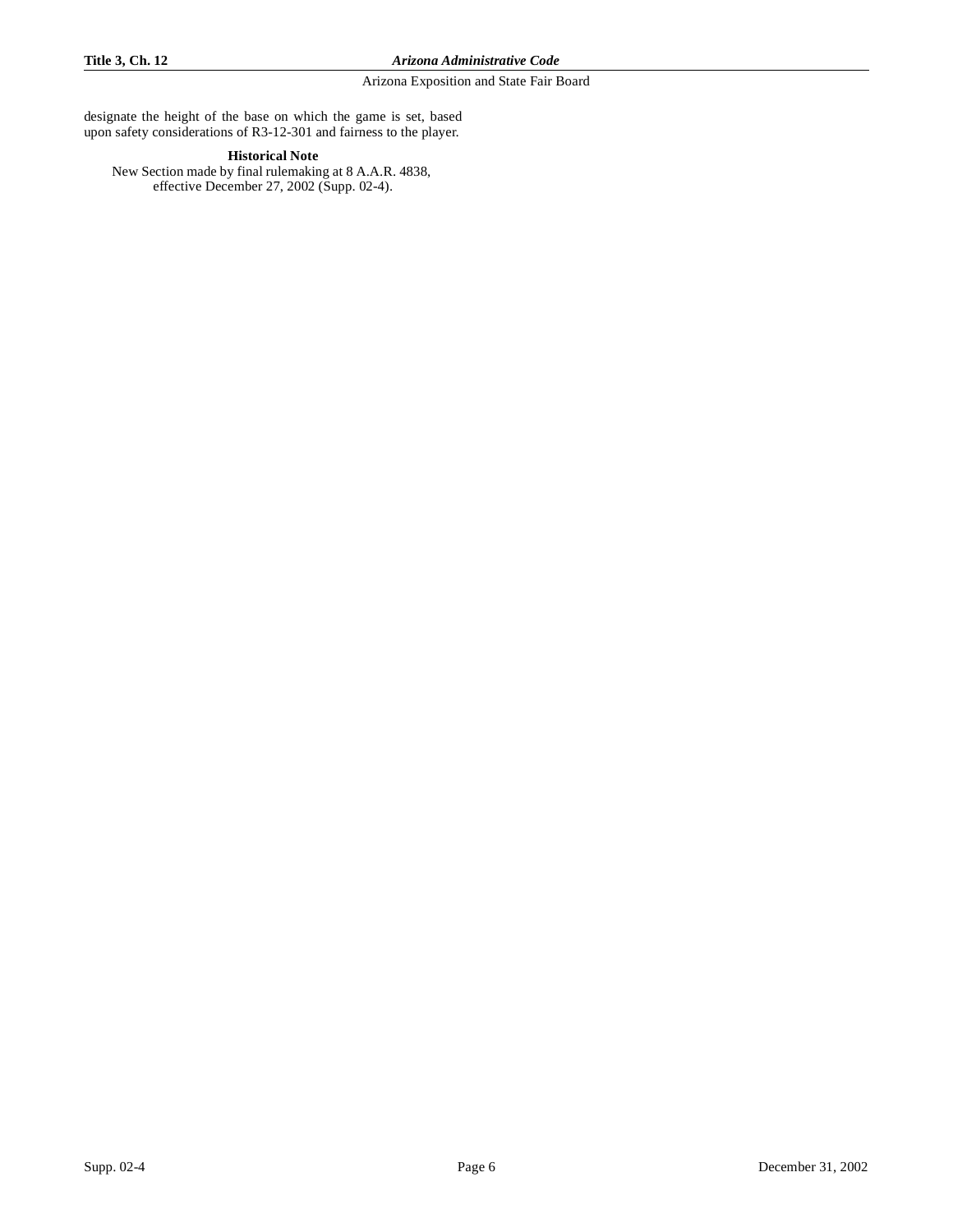designate the height of the base on which the game is set, based upon safety considerations of R3-12-301 and fairness to the player.

**Historical Note**

New Section made by final rulemaking at 8 A.A.R. 4838, effective December 27, 2002 (Supp. 02-4).